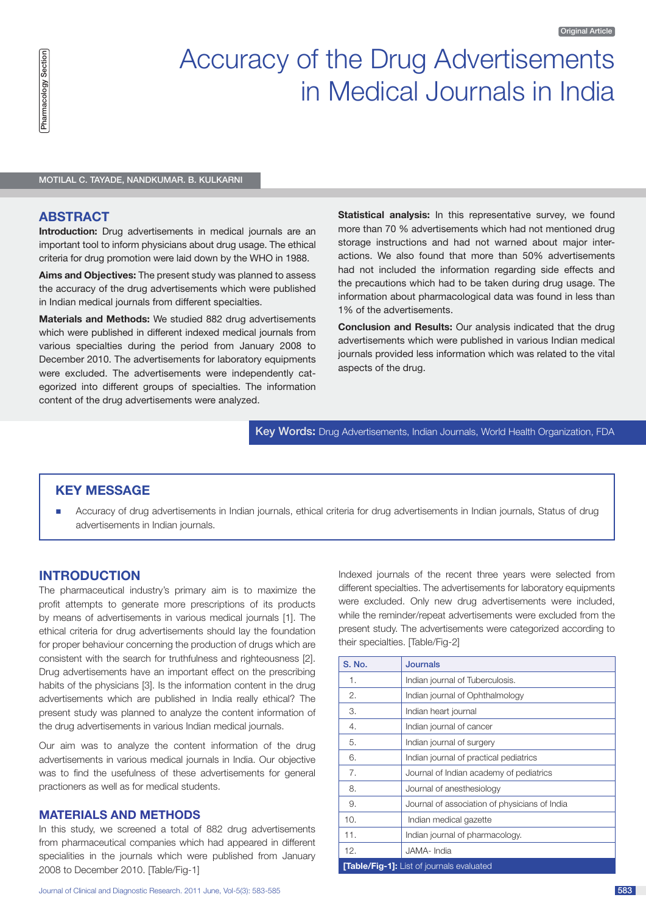Original Article

Pharmacology Section

# Accuracy of the Drug Advertisements in Medical Journals in India

MOTILAL C. TAYADE, NANDKUMAR. B. KULKARNI

## ABSTRACT

**Introduction:** Drug advertisements in medical journals are an important tool to inform physicians about drug usage. The ethical criteria for drug promotion were laid down by the WHO in 1988.

**Aims and Objectives:** The present study was planned to assess the accuracy of the drug advertisements which were published in Indian medical journals from different specialties.

**Materials and Methods:** We studied 882 drug advertisements which were published in different indexed medical journals from various specialties during the period from January 2008 to December 2010. The advertisements for laboratory equipments were excluded. The advertisements were independently categorized into different groups of specialties. The information content of the drug advertisements were analyzed.

**Statistical analysis:** In this representative survey, we found more than 70 % advertisements which had not mentioned drug storage instructions and had not warned about major interactions. We also found that more than 50% advertisements had not included the information regarding side effects and the precautions which had to be taken during drug usage. The information about pharmacological data was found in less than 1% of the advertisements.

**Conclusion and Results:** Our analysis indicated that the drug advertisements which were published in various Indian medical journals provided less information which was related to the vital aspects of the drug.

**Key Words:** Drug Advertisements, Indian Journals, World Health Organization, FDA

## KEY MESSAGE

- Accuracy of drug advertisements in Indian journals, ethical criteria for drug advertisements in Indian journals, Status of drug advertisements in Indian journals.

## INTRODUCTION

The pharmaceutical industry's primary aim is to maximize the profit attempts to generate more prescriptions of its products by means of advertisements in various medical journals [1]. The ethical criteria for drug advertisements should lay the foundation for proper behaviour concerning the production of drugs which are consistent with the search for truthfulness and righteousness [2]. Drug advertisements have an important effect on the prescribing habits of the physicians [3]. Is the information content in the drug advertisements which are published in India really ethical? The present study was planned to analyze the content information of the drug advertisements in various Indian medical journals.

Our aim was to analyze the content information of the drug advertisements in various medical journals in India. Our objective was to find the usefulness of these advertisements for general practioners as well as for medical students.

## MATERIALS AND METHODS

In this study, we screened a total of 882 drug advertisements from pharmaceutical companies which had appeared in different specialities in the journals which were published from January 2008 to December 2010. [Table/Fig-1]

Indexed journals of the recent three years were selected from different specialties. The advertisements for laboratory equipments were excluded. Only new drug advertisements were included, while the reminder/repeat advertisements were excluded from the present study. The advertisements were categorized according to their specialties. [Table/Fig-2]

| S. No. | Journals |
|---|---|
| 1. | Indian journal of Tuberculosis. |
| 2. | Indian journal of Ophthalmology |
| 3. | Indian heart journal |
| 4. | Indian journal of cancer |
| 5. | Indian journal of surgery |
| 6. | Indian journal of practical pediatrics |
| 7. | Journal of Indian academy of pediatrics |
| 8. | Journal of anesthesiology |
| 9. | Journal of association of physicians of India |
| 10. | Indian medical gazette |
| 11. | Indian journal of pharmacology. |
| 12. | JAMA- India |

**[Table/Fig-1]:** List of journals evaluated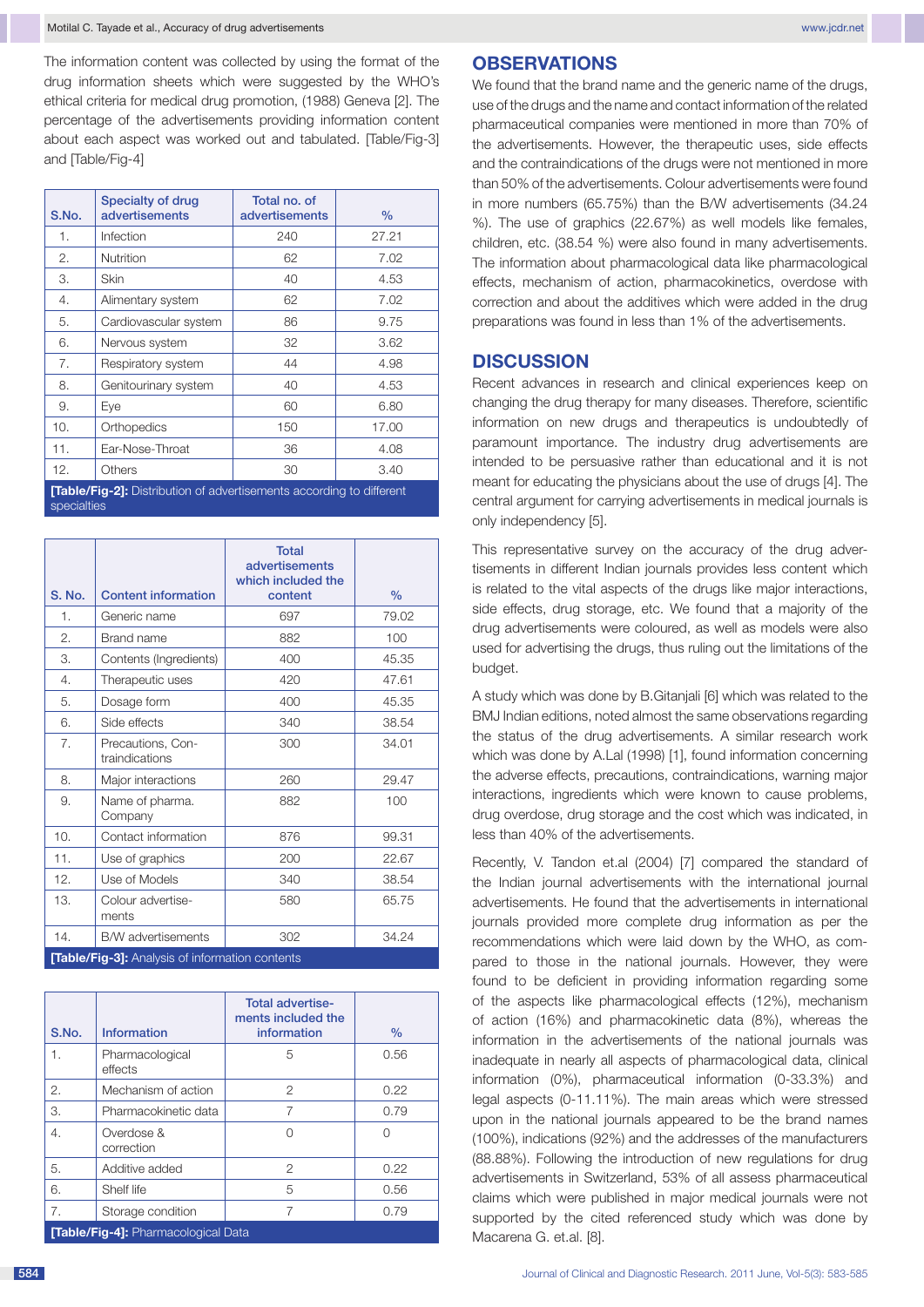The information content was collected by using the format of the drug information sheets which were suggested by the WHO's ethical criteria for medical drug promotion, (1988) Geneva [2]. The percentage of the advertisements providing information content about each aspect was worked out and tabulated. [Table/Fig-3] and [Table/Fig-4]

| S.No. | Specialty of drug advertisements | Total no. of advertisements | % |
|---|---|---|---|
| 1. | Infection | 240 | 27.21 |
| 2. | Nutrition | 62 | 7.02 |
| 3. | Skin | 40 | 4.53 |
| 4. | Alimentary system | 62 | 7.02 |
| 5. | Cardiovascular system | 86 | 9.75 |
| 6. | Nervous system | 32 | 3.62 |
| 7. | Respiratory system | 44 | 4.98 |
| 8. | Genitourinary system | 40 | 4.53 |
| 9. | Eye | 60 | 6.80 |
| 10. | Orthopedics | 150 | 17.00 |
| 11. | Ear-Nose-Throat | 36 | 4.08 |
| 12. | Others | 30 | 3.40 |

**[Table/Fig-2]:** Distribution of advertisements according to different specialties

| S. No. | Content information | Total advertisements which included the content | % |
|---|---|---|---|
| 1. | Generic name | 697 | 79.02 |
| 2. | Brand name | 882 | 100 |
| 3. | Contents (Ingredients) | 400 | 45.35 |
| 4. | Therapeutic uses | 420 | 47.61 |
| 5. | Dosage form | 400 | 45.35 |
| 6. | Side effects | 340 | 38.54 |
| 7. | Precautions, Contraindications | 300 | 34.01 |
| 8. | Major interactions | 260 | 29.47 |
| 9. | Name of pharma. Company | 882 | 100 |
| 10. | Contact information | 876 | 99.31 |
| 11. | Use of graphics | 200 | 22.67 |
| 12. | Use of Models | 340 | 38.54 |
| 13. | Colour advertisements | 580 | 65.75 |
| 14. | B/W advertisements | 302 | 34.24 |

**[Table/Fig-3]:** Analysis of information contents

| S.No. | Information | Total advertisements included the information | % |
|---|---|---|---|
| 1. | Pharmacological effects | 5 | 0.56 |
| 2. | Mechanism of action | 2 | 0.22 |
| 3. | Pharmacokinetic data | 7 | 0.79 |
| 4. | Overdose & correction | 0 | 0 |
| 5. | Additive added | 2 | 0.22 |
| 6. | Shelf life | 5 | 0.56 |
| 7. | Storage condition | 7 | 0.79 |

**[Table/Fig-4]:** Pharmacological Data

## OBSERVATIONS

We found that the brand name and the generic name of the drugs, use of the drugs and the name and contact information of the related pharmaceutical companies were mentioned in more than 70% of the advertisements. However, the therapeutic uses, side effects and the contraindications of the drugs were not mentioned in more than 50% of the advertisements. Colour advertisements were found in more numbers (65.75%) than the B/W advertisements (34.24 %). The use of graphics (22.67%) as well models like females, children, etc. (38.54 %) were also found in many advertisements. The information about pharmacological data like pharmacological effects, mechanism of action, pharmacokinetics, overdose with correction and about the additives which were added in the drug preparations was found in less than 1% of the advertisements.

## DISCUSSION

Recent advances in research and clinical experiences keep on changing the drug therapy for many diseases. Therefore, scientific information on new drugs and therapeutics is undoubtedly of paramount importance. The industry drug advertisements are intended to be persuasive rather than educational and it is not meant for educating the physicians about the use of drugs [4]. The central argument for carrying advertisements in medical journals is only independency [5].

This representative survey on the accuracy of the drug advertisements in different Indian journals provides less content which is related to the vital aspects of the drugs like major interactions, side effects, drug storage, etc. We found that a majority of the drug advertisements were coloured, as well as models were also used for advertising the drugs, thus ruling out the limitations of the budget.

A study which was done by B.Gitanjali [6] which was related to the BMJ Indian editions, noted almost the same observations regarding the status of the drug advertisements. A similar research work which was done by A.Lal (1998) [1], found information concerning the adverse effects, precautions, contraindications, warning major interactions, ingredients which were known to cause problems, drug overdose, drug storage and the cost which was indicated, in less than 40% of the advertisements.

Recently, V. Tandon et.al (2004) [7] compared the standard of the Indian journal advertisements with the international journal advertisements. He found that the advertisements in international journals provided more complete drug information as per the recommendations which were laid down by the WHO, as compared to those in the national journals. However, they were found to be deficient in providing information regarding some of the aspects like pharmacological effects (12%), mechanism of action (16%) and pharmacokinetic data (8%), whereas the information in the advertisements of the national journals was inadequate in nearly all aspects of pharmacological data, clinical information (0%), pharmaceutical information (0-33.3%) and legal aspects (0-11.11%). The main areas which were stressed upon in the national journals appeared to be the brand names (100%), indications (92%) and the addresses of the manufacturers (88.88%). Following the introduction of new regulations for drug advertisements in Switzerland, 53% of all assess pharmaceutical claims which were published in major medical journals were not supported by the cited referenced study which was done by Macarena G. et.al. [8].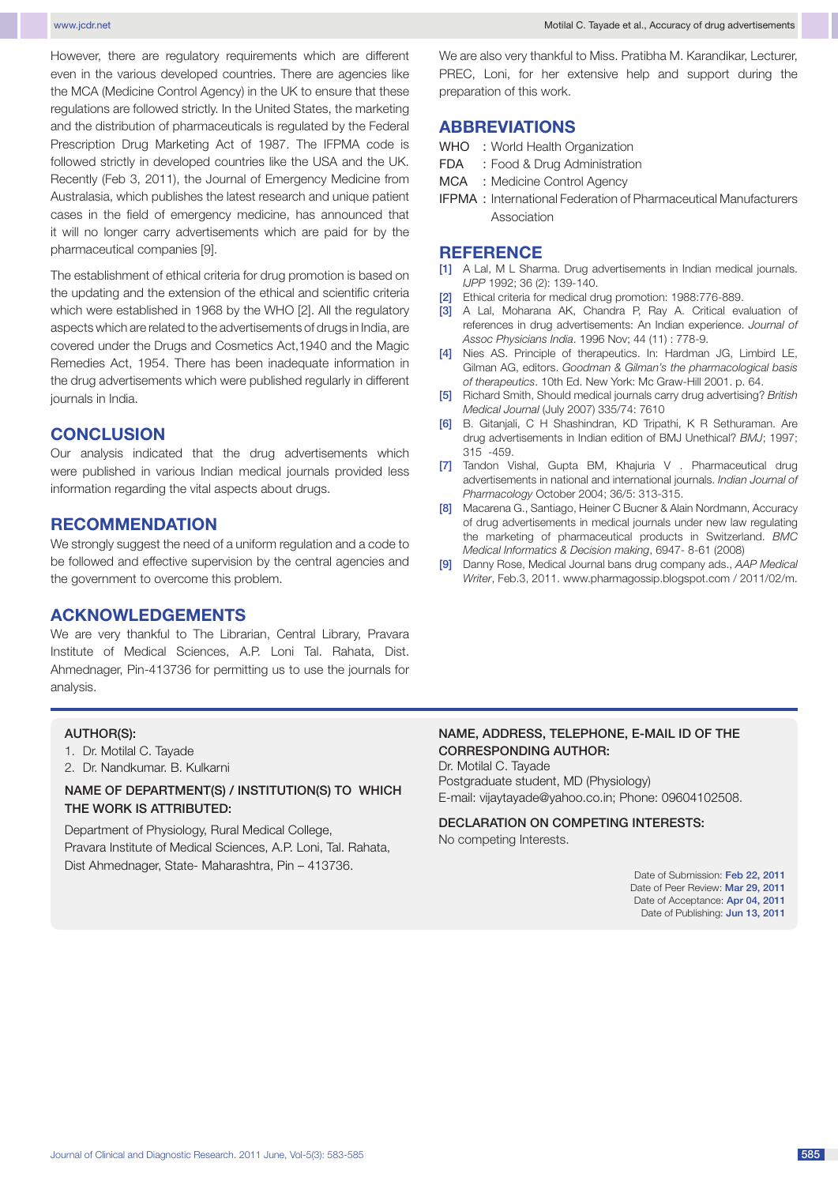However, there are regulatory requirements which are different even in the various developed countries. There are agencies like the MCA (Medicine Control Agency) in the UK to ensure that these regulations are followed strictly. In the United States, the marketing and the distribution of pharmaceuticals is regulated by the Federal Prescription Drug Marketing Act of 1987. The IFPMA code is followed strictly in developed countries like the USA and the UK. Recently (Feb 3, 2011), the Journal of Emergency Medicine from Australasia, which publishes the latest research and unique patient cases in the field of emergency medicine, has announced that it will no longer carry advertisements which are paid for by the pharmaceutical companies [9].

The establishment of ethical criteria for drug promotion is based on the updating and the extension of the ethical and scientific criteria which were established in 1968 by the WHO [2]. All the regulatory aspects which are related to the advertisements of drugs in India, are covered under the Drugs and Cosmetics Act,1940 and the Magic Remedies Act, 1954. There has been inadequate information in the drug advertisements which were published regularly in different journals in India.

## CONCLUSION

Our analysis indicated that the drug advertisements which were published in various Indian medical journals provided less information regarding the vital aspects about drugs.

## RECOMMENDATION

We strongly suggest the need of a uniform regulation and a code to be followed and effective supervision by the central agencies and the government to overcome this problem.

## ACKNOWLEDGEMENTS

We are very thankful to The Librarian, Central Library, Pravara Institute of Medical Sciences, A.P. Loni Tal. Rahata, Dist. Ahmednager, Pin-413736 for permitting us to use the journals for analysis.

We are also very thankful to Miss. Pratibha M. Karandikar, Lecturer, PREC, Loni, for her extensive help and support during the preparation of this work.

## ABBREVIATIONS

WHO : World Health Organization
FDA : Food & Drug Administration
MCA : Medicine Control Agency
IFPMA : International Federation of Pharmaceutical Manufacturers Association

## REFERENCE

[1] A Lal, M L Sharma. Drug advertisements in Indian medical journals. *IJPP* 1992; 36 (2): 139-140.
[2] Ethical criteria for medical drug promotion: 1988:776-889.
[3] A Lal, Moharana AK, Chandra P, Ray A. Critical evaluation of references in drug advertisements: An Indian experience. *Journal of Assoc Physicians India*. 1996 Nov; 44 (11) : 778-9.
[4] Nies AS. Principle of therapeutics. In: Hardman JG, Limbird LE, Gilman AG, editors. *Goodman & Gilman's the pharmacological basis of therapeutics*. 10th Ed. New York: Mc Graw-Hill 2001. p. 64.
[5] Richard Smith, Should medical journals carry drug advertising? *British Medical Journal* (July 2007) 335/74: 7610
[6] B. Gitanjali, C H Shashindran, KD Tripathi, K R Sethuraman. Are drug advertisements in Indian edition of BMJ Unethical? *BMJ*; 1997; 315 -459.
[7] Tandon Vishal, Gupta BM, Khajuria V . Pharmaceutical drug advertisements in national and international journals. *Indian Journal of Pharmacology* October 2004; 36/5: 313-315.
[8] Macarena G., Santiago, Heiner C Bucner & Alain Nordmann, Accuracy of drug advertisements in medical journals under new law regulating the marketing of pharmaceutical products in Switzerland. *BMC Medical Informatics & Decision making*, 6947- 8-61 (2008)
[9] Danny Rose, Medical Journal bans drug company ads., *AAP Medical Writer*, Feb.3, 2011. www.pharmagossip.blogspot.com / 2011/02/m.

**AUTHOR(S):**

1. Dr. Motilal C. Tayade
2. Dr. Nandkumar. B. Kulkarni

**NAME OF DEPARTMENT(S) / INSTITUTION(S) TO WHICH THE WORK IS ATTRIBUTED:**

Department of Physiology, Rural Medical College,
Pravara Institute of Medical Sciences, A.P. Loni, Tal. Rahata,
Dist Ahmednager, State- Maharashtra, Pin – 413736.

**NAME, ADDRESS, TELEPHONE, E-MAIL ID OF THE CORRESPONDING AUTHOR:**

Dr. Motilal C. Tayade
Postgraduate student, MD (Physiology)
E-mail: vijaytayade@yahoo.co.in; Phone: 09604102508.

**DECLARATION ON COMPETING INTERESTS:**

No competing Interests.

Date of Submission: Feb 22, 2011
Date of Peer Review: Mar 29, 2011
Date of Acceptance: Apr 04, 2011
Date of Publishing: Jun 13, 2011